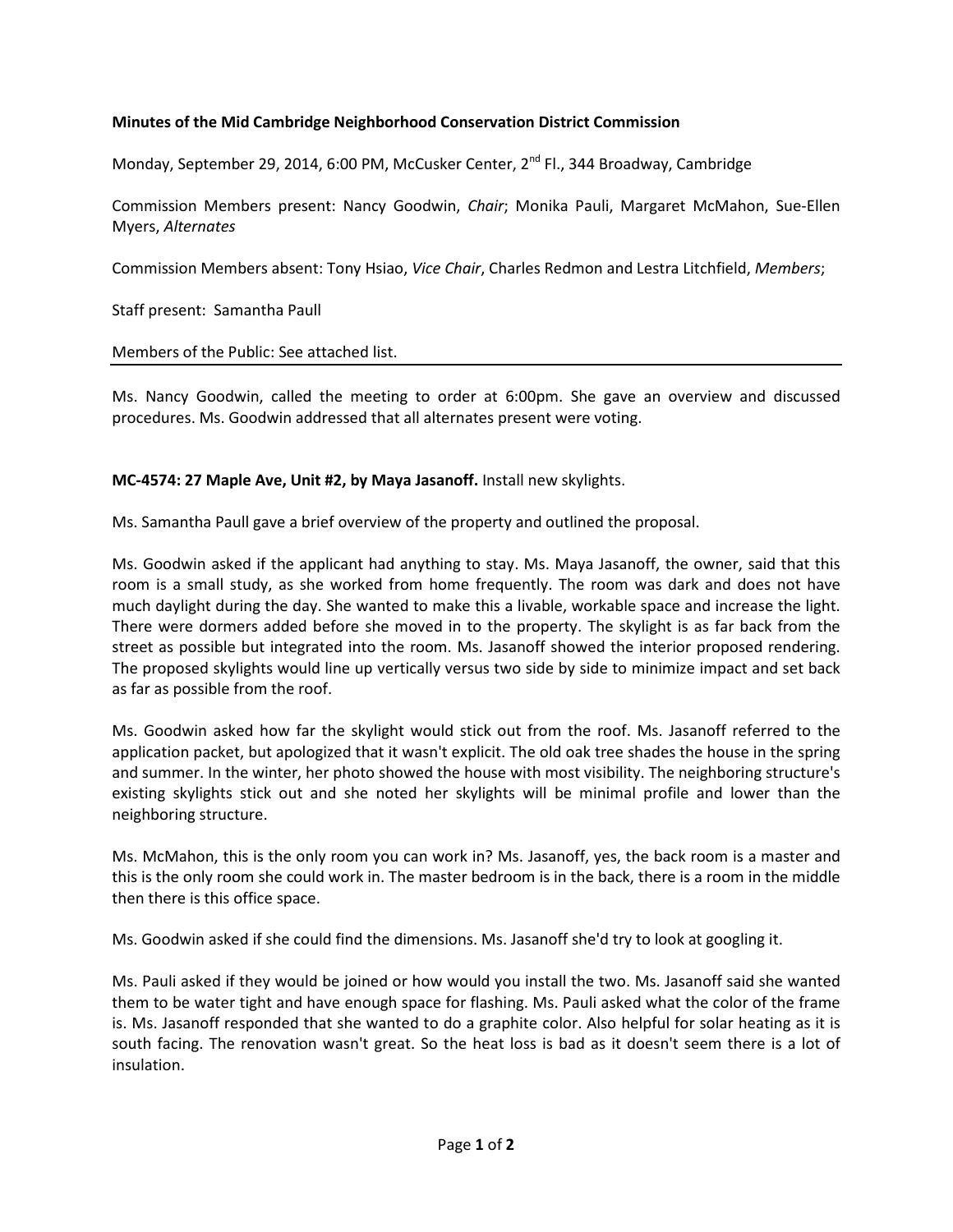**Minutes of the Mid Cambridge Neighborhood Conservation District Commission**

Monday, September 29, 2014, 6:00 PM, McCusker Center, 2nd Fl., 344 Broadway, Cambridge

Commission Members present: Nancy Goodwin, *Chair*; Monika Pauli, Margaret McMahon, Sue-Ellen Myers, *Alternates*

Commission Members absent: Tony Hsiao, *Vice Chair*, Charles Redmon and Lestra Litchfield, *Members*;

Staff present: Samantha Paull

Members of the Public: See attached list.

---

Ms. Nancy Goodwin, called the meeting to order at 6:00pm. She gave an overview and discussed procedures. Ms. Goodwin addressed that all alternates present were voting.

**MC-4574: 27 Maple Ave, Unit #2, by Maya Jasanoff.** Install new skylights.

Ms. Samantha Paull gave a brief overview of the property and outlined the proposal.

Ms. Goodwin asked if the applicant had anything to stay. Ms. Maya Jasanoff, the owner, said that this room is a small study, as she worked from home frequently. The room was dark and does not have much daylight during the day. She wanted to make this a livable, workable space and increase the light. There were dormers added before she moved in to the property. The skylight is as far back from the street as possible but integrated into the room. Ms. Jasanoff showed the interior proposed rendering. The proposed skylights would line up vertically versus two side by side to minimize impact and set back as far as possible from the roof.

Ms. Goodwin asked how far the skylight would stick out from the roof. Ms. Jasanoff referred to the application packet, but apologized that it wasn't explicit. The old oak tree shades the house in the spring and summer. In the winter, her photo showed the house with most visibility. The neighboring structure's existing skylights stick out and she noted her skylights will be minimal profile and lower than the neighboring structure.

Ms. McMahon, this is the only room you can work in? Ms. Jasanoff, yes, the back room is a master and this is the only room she could work in. The master bedroom is in the back, there is a room in the middle then there is this office space.

Ms. Goodwin asked if she could find the dimensions. Ms. Jasanoff she'd try to look at googling it.

Ms. Pauli asked if they would be joined or how would you install the two. Ms. Jasanoff said she wanted them to be water tight and have enough space for flashing. Ms. Pauli asked what the color of the frame is. Ms. Jasanoff responded that she wanted to do a graphite color. Also helpful for solar heating as it is south facing. The renovation wasn't great. So the heat loss is bad as it doesn't seem there is a lot of insulation.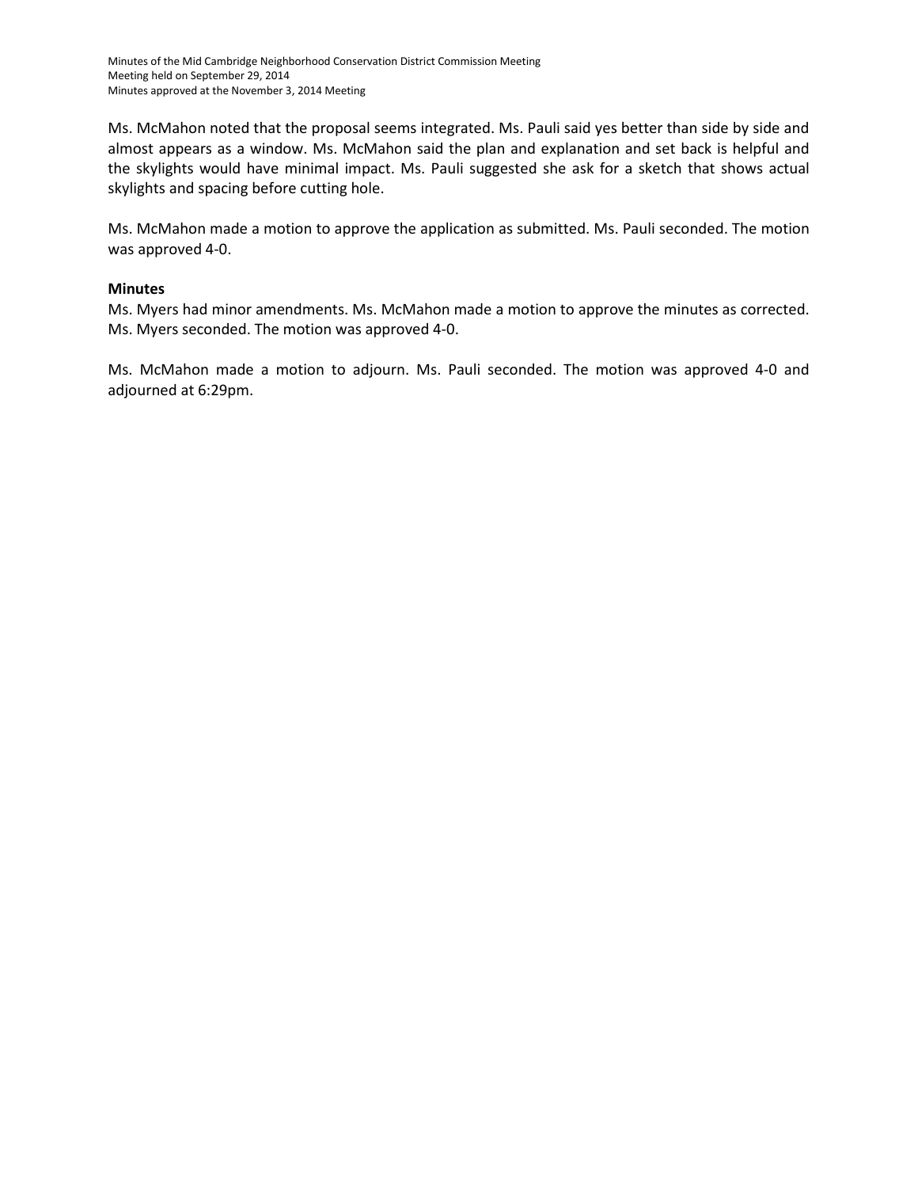Ms. McMahon noted that the proposal seems integrated. Ms. Pauli said yes better than side by side and almost appears as a window. Ms. McMahon said the plan and explanation and set back is helpful and the skylights would have minimal impact. Ms. Pauli suggested she ask for a sketch that shows actual skylights and spacing before cutting hole.

Ms. McMahon made a motion to approve the application as submitted. Ms. Pauli seconded. The motion was approved 4-0.

**Minutes**

Ms. Myers had minor amendments. Ms. McMahon made a motion to approve the minutes as corrected. Ms. Myers seconded. The motion was approved 4-0.

Ms. McMahon made a motion to adjourn. Ms. Pauli seconded. The motion was approved 4-0 and adjourned at 6:29pm.